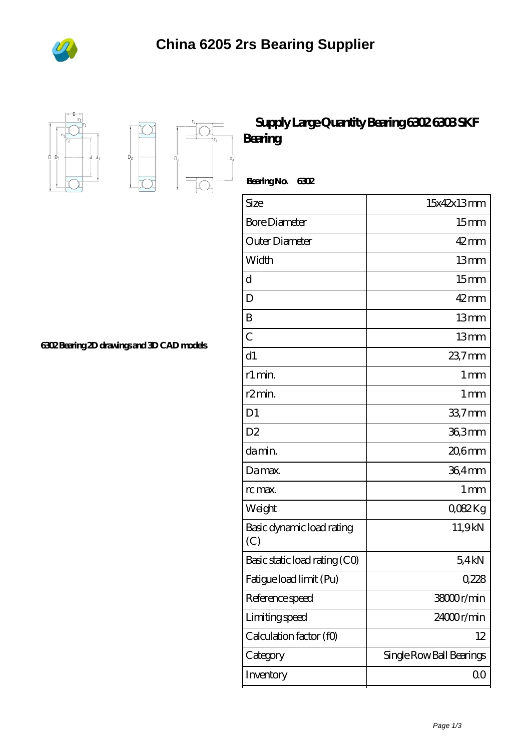# China 6205 2rs Bearing Supplier

## Supply Large Quantity Bearing 6302 6303 SKF Bearing

**Bearing No. 6302**

**6302 Bearing 2D drawings and 3D CAD models**

| Size | 15x42x13 mm |
|---|---|
| Bore Diameter | 15 mm |
| Outer Diameter | 42 mm |
| Width | 13 mm |
| d | 15 mm |
| D | 42 mm |
| B | 13 mm |
| C | 13 mm |
| d1 | 23,7 mm |
| r1 min. | 1 mm |
| r2 min. | 1 mm |
| D1 | 33,7 mm |
| D2 | 36,3 mm |
| da min. | 20,6 mm |
| Da max. | 36,4 mm |
| rc max. | 1 mm |
| Weight | 0,082 Kg |
| Basic dynamic load rating (C) | 11,9 kN |
| Basic static load rating (C0) | 5,4 kN |
| Fatigue load limit (Pu) | 0,228 |
| Reference speed | 38000 r/min |
| Limiting speed | 24000 r/min |
| Calculation factor (f0) | 12 |
| Category | Single Row Ball Bearings |
| Inventory | 0.0 |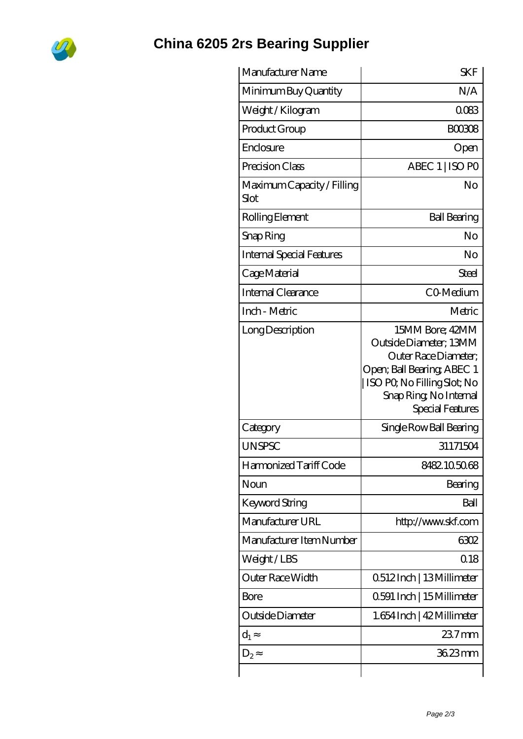# China 6205 2rs Bearing Supplier

| | |
|---|---|
| Manufacturer Name | SKF |
| Minimum Buy Quantity | N/A |
| Weight / Kilogram | 0.083 |
| Product Group | B00308 |
| Enclosure | Open |
| Precision Class | ABEC 1 \| ISO P0 |
| Maximum Capacity / Filling Slot | No |
| Rolling Element | Ball Bearing |
| Snap Ring | No |
| Internal Special Features | No |
| Cage Material | Steel |
| Internal Clearance | C0-Medium |
| Inch - Metric | Metric |
| Long Description | 15MM Bore; 42MM Outside Diameter; 13MM Outer Race Diameter; Open; Ball Bearing; ABEC 1 \| ISO P0; No Filling Slot; No Snap Ring; No Internal Special Features |
| Category | Single Row Ball Bearing |
| UNSPSC | 31171504 |
| Harmonized Tariff Code | 8482.10.50.68 |
| Noun | Bearing |
| Keyword String | Ball |
| Manufacturer URL | http://www.skf.com |
| Manufacturer Item Number | 6302 |
| Weight / LBS | 0.18 |
| Outer Race Width | 0.512 Inch \| 13 Millimeter |
| Bore | 0.591 Inch \| 15 Millimeter |
| Outside Diameter | 1.654 Inch \| 42 Millimeter |
| $d_1 \approx$ | 23.7 mm |
| $D_2 \approx$ | 36.23 mm |
| | |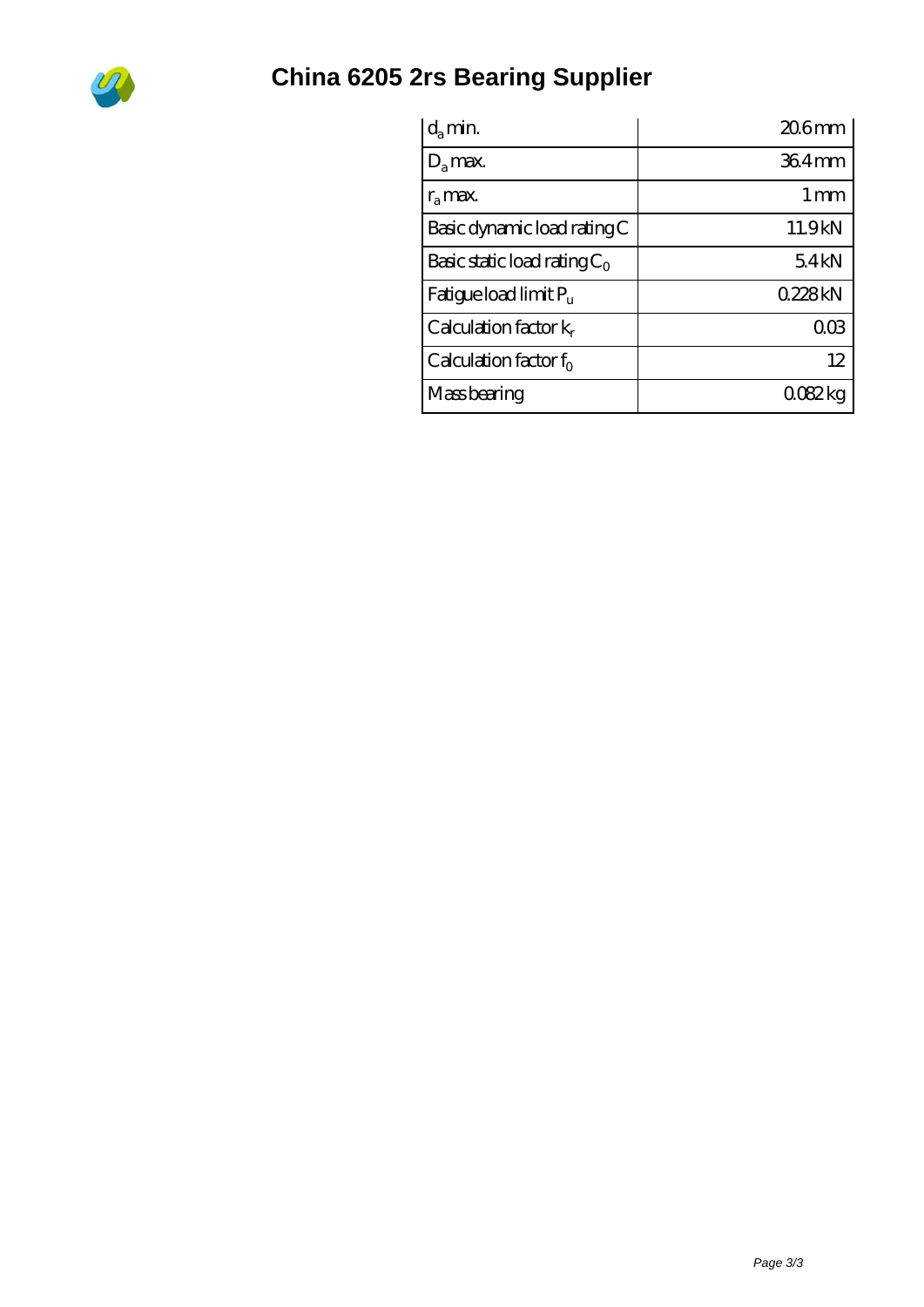| | |
|---|---|
| $d_a$ min. | 20.6 mm |
| $D_a$ max. | 36.4 mm |
| $r_a$ max. | 1 mm |
| Basic dynamic load rating C | 11.9 kN |
| Basic static load rating $C_0$ | 5.4 kN |
| Fatigue load limit $P_u$ | 0.228 kN |
| Calculation factor $k_r$ | 0.03 |
| Calculation factor $f_0$ | 12 |
| Mass bearing | 0.082 kg |